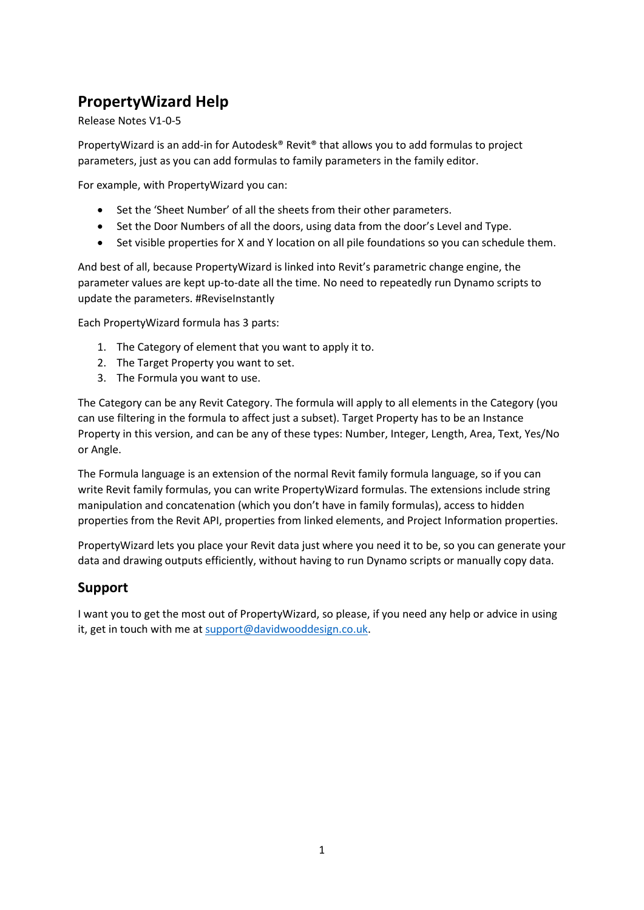# PropertyWizard Help

Release Notes V1-0-5

PropertyWizard is an add-in for Autodesk® Revit® that allows you to add formulas to project parameters, just as you can add formulas to family parameters in the family editor.

For example, with PropertyWizard you can:

- Set the 'Sheet Number' of all the sheets from their other parameters.
- Set the Door Numbers of all the doors, using data from the door's Level and Type.
- Set visible properties for X and Y location on all pile foundations so you can schedule them.

And best of all, because PropertyWizard is linked into Revit's parametric change engine, the parameter values are kept up-to-date all the time. No need to repeatedly run Dynamo scripts to update the parameters. #ReviseInstantly

Each PropertyWizard formula has 3 parts:

1. The Category of element that you want to apply it to.
2. The Target Property you want to set.
3. The Formula you want to use.

The Category can be any Revit Category. The formula will apply to all elements in the Category (you can use filtering in the formula to affect just a subset). Target Property has to be an Instance Property in this version, and can be any of these types: Number, Integer, Length, Area, Text, Yes/No or Angle.

The Formula language is an extension of the normal Revit family formula language, so if you can write Revit family formulas, you can write PropertyWizard formulas. The extensions include string manipulation and concatenation (which you don't have in family formulas), access to hidden properties from the Revit API, properties from linked elements, and Project Information properties.

PropertyWizard lets you place your Revit data just where you need it to be, so you can generate your data and drawing outputs efficiently, without having to run Dynamo scripts or manually copy data.

## Support

I want you to get the most out of PropertyWizard, so please, if you need any help or advice in using it, get in touch with me at support@davidwooddesign.co.uk.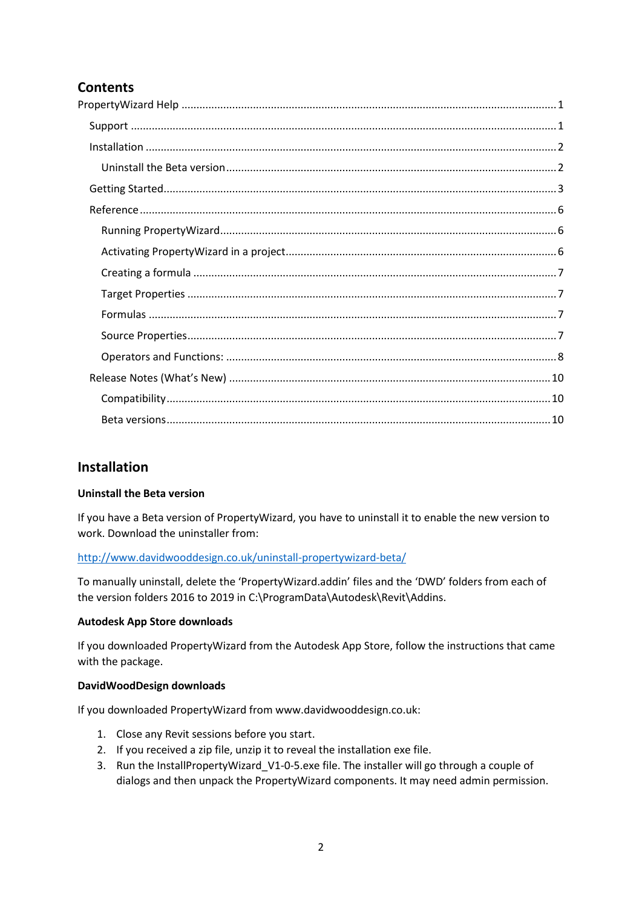## Contents

PropertyWizard Help ........................................................................................................................ 1

Support ........................................................................................................................................... 1

Installation ....................................................................................................................................... 2

Uninstall the Beta version ................................................................................................................ 2

Getting Started.................................................................................................................................. 3

Reference .......................................................................................................................................... 6

Running PropertyWizard.................................................................................................................. 6

Activating PropertyWizard in a project............................................................................................ 6

Creating a formula ........................................................................................................................... 7

Target Properties ............................................................................................................................. 7

Formulas .......................................................................................................................................... 7

Source Properties............................................................................................................................. 7

Operators and Functions: ................................................................................................................ 8

Release Notes (What's New) ........................................................................................................... 10

Compatibility.................................................................................................................................. 10

Beta versions.................................................................................................................................. 10

## Installation

### Uninstall the Beta version

If you have a Beta version of PropertyWizard, you have to uninstall it to enable the new version to work. Download the uninstaller from:

http://www.davidwooddesign.co.uk/uninstall-propertywizard-beta/

To manually uninstall, delete the 'PropertyWizard.addin' files and the 'DWD' folders from each of the version folders 2016 to 2019 in C:\ProgramData\Autodesk\Revit\Addins.

### Autodesk App Store downloads

If you downloaded PropertyWizard from the Autodesk App Store, follow the instructions that came with the package.

### DavidWoodDesign downloads

If you downloaded PropertyWizard from www.davidwooddesign.co.uk:

1. Close any Revit sessions before you start.
2. If you received a zip file, unzip it to reveal the installation exe file.
3. Run the InstallPropertyWizard_V1-0-5.exe file. The installer will go through a couple of dialogs and then unpack the PropertyWizard components. It may need admin permission.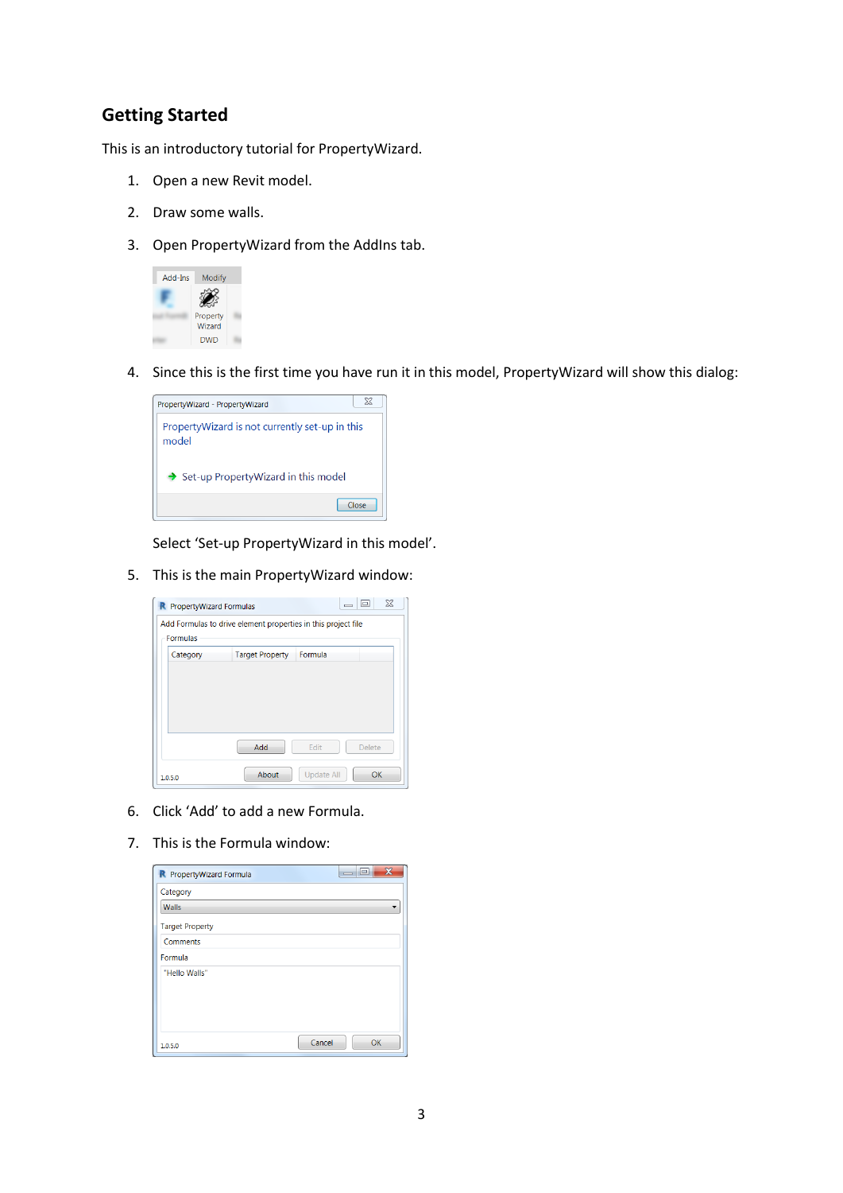## Getting Started

This is an introductory tutorial for PropertyWizard.

1. Open a new Revit model.
2. Draw some walls.
3. Open PropertyWizard from the AddIns tab.
4. Since this is the first time you have run it in this model, PropertyWizard will show this dialog:

   Select 'Set-up PropertyWizard in this model'.
5. This is the main PropertyWizard window:
6. Click 'Add' to add a new Formula.
7. This is the Formula window: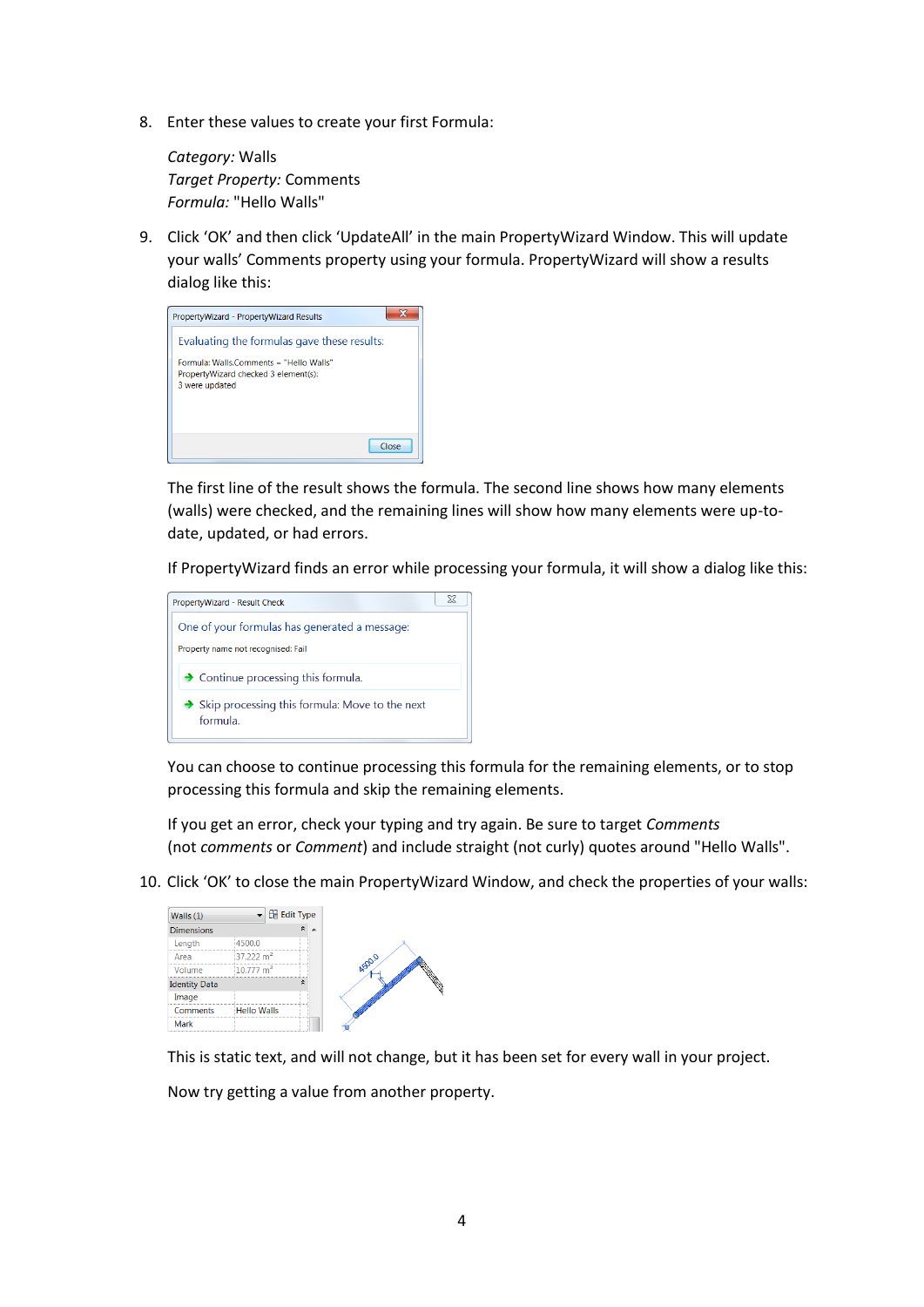8. Enter these values to create your first Formula:

   *Category:* Walls
   *Target Property:* Comments
   *Formula:* "Hello Walls"

9. Click 'OK' and then click 'UpdateAll' in the main PropertyWizard Window. This will update your walls' Comments property using your formula. PropertyWizard will show a results dialog like this:

   PropertyWizard - PropertyWizard Results

   Evaluating the formulas gave these results:

   Formula: Walls.Comments = "Hello Walls"
   PropertyWizard checked 3 element(s):
   3 were updated

   Close

   The first line of the result shows the formula. The second line shows how many elements (walls) were checked, and the remaining lines will show how many elements were up-to-date, updated, or had errors.

   If PropertyWizard finds an error while processing your formula, it will show a dialog like this:

   PropertyWizard - Result Check

   One of your formulas has generated a message:

   Property name not recognised: Fail

   → Continue processing this formula.

   → Skip processing this formula: Move to the next formula.

   You can choose to continue processing this formula for the remaining elements, or to stop processing this formula and skip the remaining elements.

   If you get an error, check your typing and try again. Be sure to target *Comments* (not *comments* or *Comment*) and include straight (not curly) quotes around "Hello Walls".

10. Click 'OK' to close the main PropertyWizard Window, and check the properties of your walls:

    | Walls (1) | Edit Type |
    | --- | --- |
    | **Dimensions** | |
    | Length | 4500.0 |
    | Area | 37.222 m² |
    | Volume | 10.777 m³ |
    | **Identity Data** | |
    | Image | |
    | Comments | Hello Walls |
    | Mark | |

    This is static text, and will not change, but it has been set for every wall in your project.

    Now try getting a value from another property.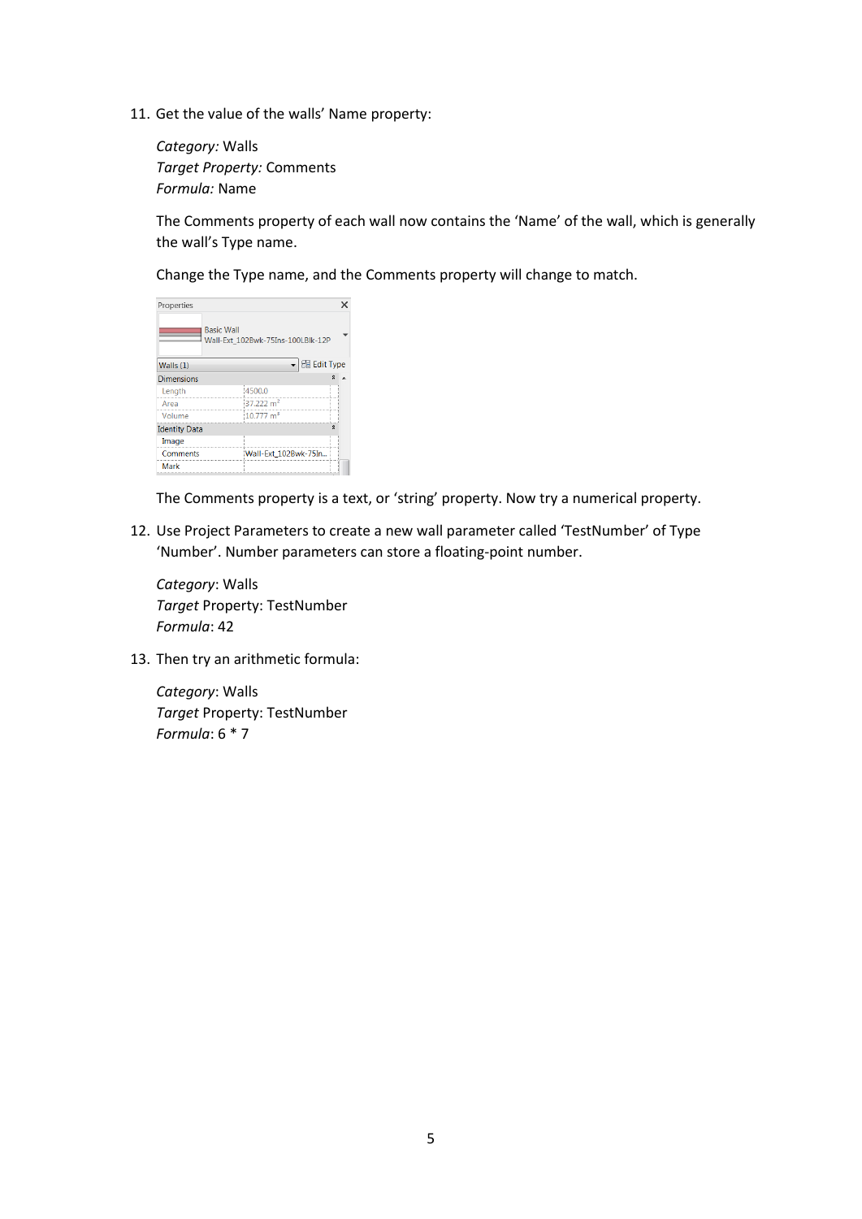11. Get the value of the walls' Name property:

    *Category:* Walls
    *Target Property:* Comments
    *Formula:* Name

    The Comments property of each wall now contains the 'Name' of the wall, which is generally the wall's Type name.

    Change the Type name, and the Comments property will change to match.

    The Comments property is a text, or 'string' property. Now try a numerical property.

12. Use Project Parameters to create a new wall parameter called 'TestNumber' of Type 'Number'. Number parameters can store a floating-point number.

    *Category*: Walls
    *Target* Property: TestNumber
    *Formula*: 42

13. Then try an arithmetic formula:

    *Category*: Walls
    *Target* Property: TestNumber
    *Formula*: 6 * 7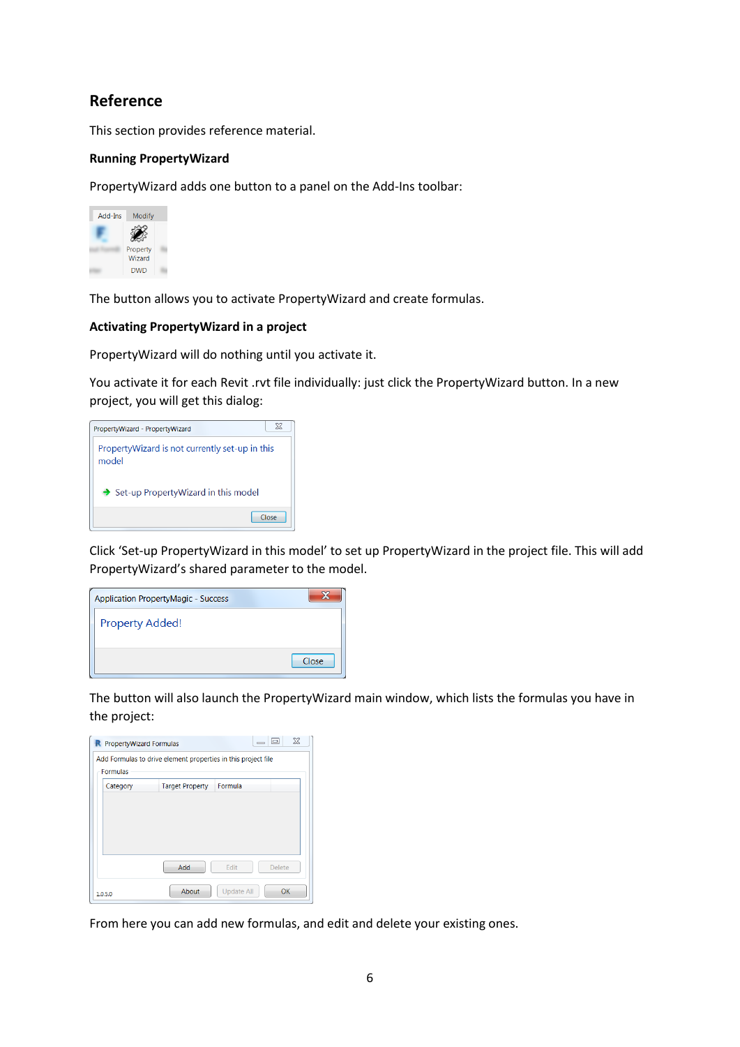## Reference

This section provides reference material.

### Running PropertyWizard

PropertyWizard adds one button to a panel on the Add-Ins toolbar:

The button allows you to activate PropertyWizard and create formulas.

### Activating PropertyWizard in a project

PropertyWizard will do nothing until you activate it.

You activate it for each Revit .rvt file individually: just click the PropertyWizard button. In a new project, you will get this dialog:

Click 'Set-up PropertyWizard in this model' to set up PropertyWizard in the project file. This will add PropertyWizard's shared parameter to the model.

The button will also launch the PropertyWizard main window, which lists the formulas you have in the project:

From here you can add new formulas, and edit and delete your existing ones.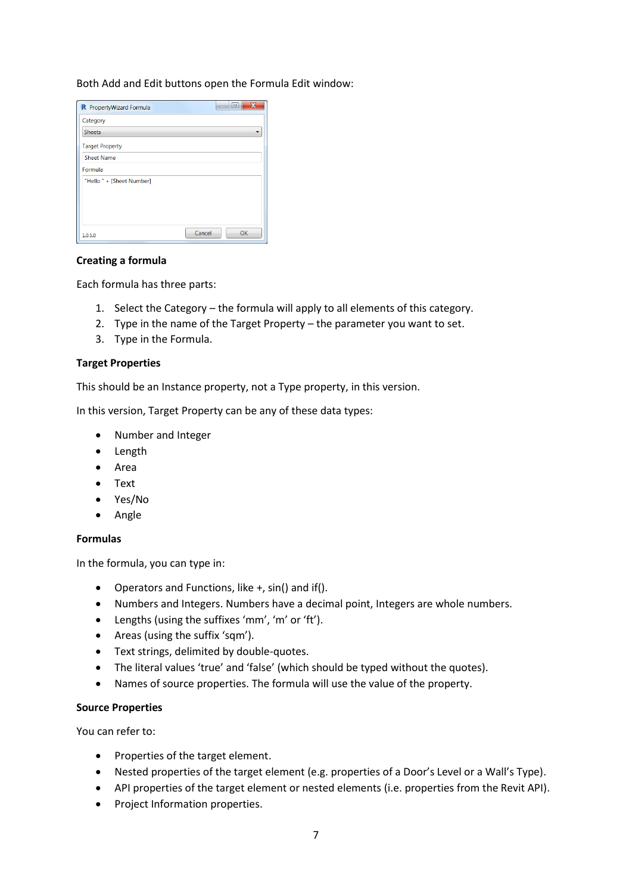Both Add and Edit buttons open the Formula Edit window:

**Creating a formula**

Each formula has three parts:

1. Select the Category – the formula will apply to all elements of this category.
2. Type in the name of the Target Property – the parameter you want to set.
3. Type in the Formula.

**Target Properties**

This should be an Instance property, not a Type property, in this version.

In this version, Target Property can be any of these data types:

- Number and Integer
- Length
- Area
- Text
- Yes/No
- Angle

**Formulas**

In the formula, you can type in:

- Operators and Functions, like +, sin() and if().
- Numbers and Integers. Numbers have a decimal point, Integers are whole numbers.
- Lengths (using the suffixes 'mm', 'm' or 'ft').
- Areas (using the suffix 'sqm').
- Text strings, delimited by double-quotes.
- The literal values 'true' and 'false' (which should be typed without the quotes).
- Names of source properties. The formula will use the value of the property.

**Source Properties**

You can refer to:

- Properties of the target element.
- Nested properties of the target element (e.g. properties of a Door's Level or a Wall's Type).
- API properties of the target element or nested elements (i.e. properties from the Revit API).
- Project Information properties.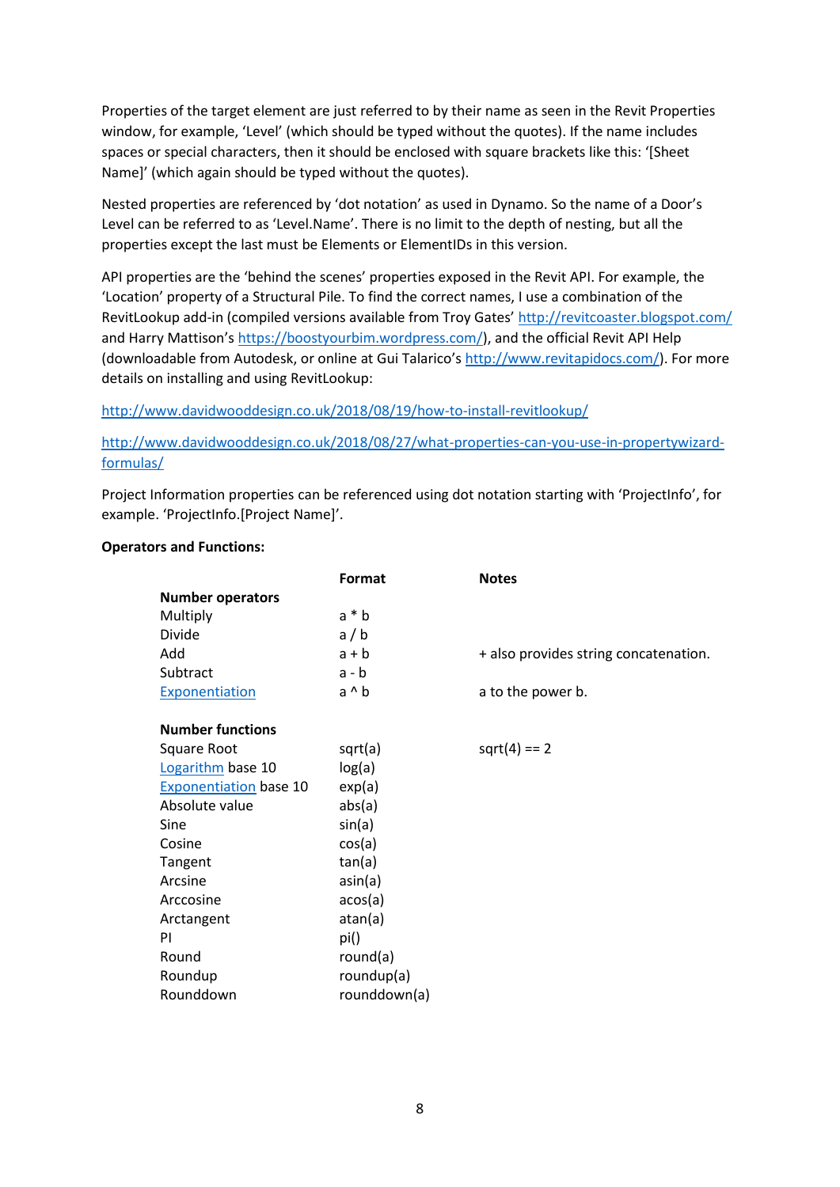Properties of the target element are just referred to by their name as seen in the Revit Properties window, for example, 'Level' (which should be typed without the quotes). If the name includes spaces or special characters, then it should be enclosed with square brackets like this: '[Sheet Name]' (which again should be typed without the quotes).

Nested properties are referenced by 'dot notation' as used in Dynamo. So the name of a Door's Level can be referred to as 'Level.Name'. There is no limit to the depth of nesting, but all the properties except the last must be Elements or ElementIDs in this version.

API properties are the 'behind the scenes' properties exposed in the Revit API. For example, the 'Location' property of a Structural Pile. To find the correct names, I use a combination of the RevitLookup add-in (compiled versions available from Troy Gates' http://revitcoaster.blogspot.com/ and Harry Mattison's https://boostyourbim.wordpress.com/), and the official Revit API Help (downloadable from Autodesk, or online at Gui Talarico's http://www.revitapidocs.com/). For more details on installing and using RevitLookup:

http://www.davidwooddesign.co.uk/2018/08/19/how-to-install-revitlookup/

http://www.davidwooddesign.co.uk/2018/08/27/what-properties-can-you-use-in-propertywizard-formulas/

Project Information properties can be referenced using dot notation starting with 'ProjectInfo', for example. 'ProjectInfo.[Project Name]'.

**Operators and Functions:**

| | **Format** | **Notes** |
|---|---|---|
| **Number operators** | | |
| Multiply | a * b | |
| Divide | a / b | |
| Add | a + b | + also provides string concatenation. |
| Subtract | a - b | |
| Exponentiation | a ^ b | a to the power b. |
| | | |
| **Number functions** | | |
| Square Root | sqrt(a) | sqrt(4) == 2 |
| Logarithm base 10 | log(a) | |
| Exponentiation base 10 | exp(a) | |
| Absolute value | abs(a) | |
| Sine | sin(a) | |
| Cosine | cos(a) | |
| Tangent | tan(a) | |
| Arcsine | asin(a) | |
| Arccosine | acos(a) | |
| Arctangent | atan(a) | |
| PI | pi() | |
| Round | round(a) | |
| Roundup | roundup(a) | |
| Rounddown | rounddown(a) | |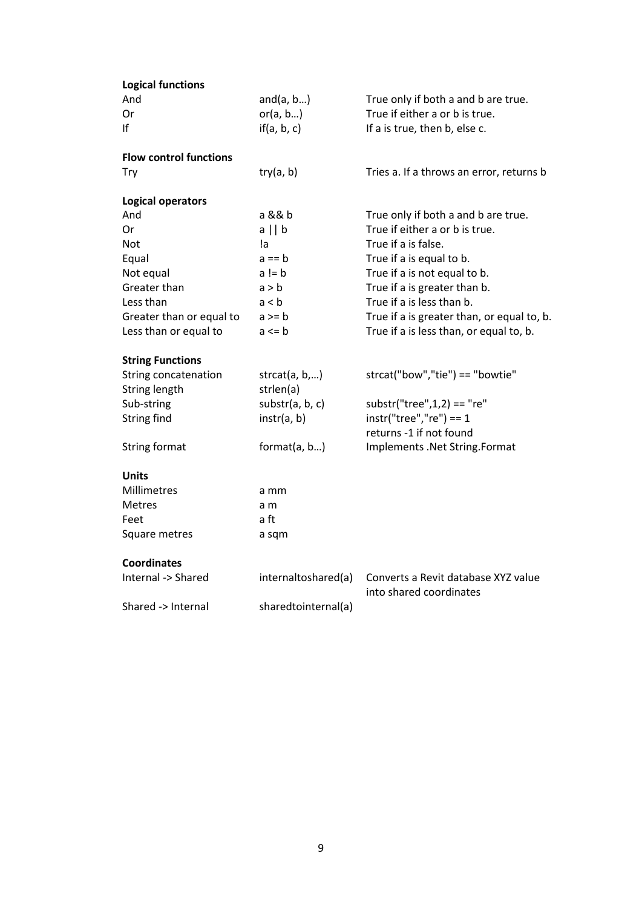**Logical functions**

| | | |
|---|---|---|
| And | and(a, b…) | True only if both a and b are true. |
| Or | or(a, b…) | True if either a or b is true. |
| If | if(a, b, c) | If a is true, then b, else c. |

**Flow control functions**

| | | |
|---|---|---|
| Try | try(a, b) | Tries a. If a throws an error, returns b |

**Logical operators**

| | | |
|---|---|---|
| And | a && b | True only if both a and b are true. |
| Or | a \|\| b | True if either a or b is true. |
| Not | !a | True if a is false. |
| Equal | a == b | True if a is equal to b. |
| Not equal | a != b | True if a is not equal to b. |
| Greater than | a > b | True if a is greater than b. |
| Less than | a < b | True if a is less than b. |
| Greater than or equal to | a >= b | True if a is greater than, or equal to, b. |
| Less than or equal to | a <= b | True if a is less than, or equal to, b. |

**String Functions**

| | | |
|---|---|---|
| String concatenation | strcat(a, b,…) | strcat("bow","tie") == "bowtie" |
| String length | strlen(a) | |
| Sub-string | substr(a, b, c) | substr("tree",1,2) == "re" |
| String find | instr(a, b) | instr("tree","re") == 1<br>returns -1 if not found |
| String format | format(a, b…) | Implements .Net String.Format |

**Units**

| | |
|---|---|
| Millimetres | a mm |
| Metres | a m |
| Feet | a ft |
| Square metres | a sqm |

**Coordinates**

| | | |
|---|---|---|
| Internal -> Shared | internaltoshared(a) | Converts a Revit database XYZ value into shared coordinates |
| Shared -> Internal | sharedtointernal(a) | |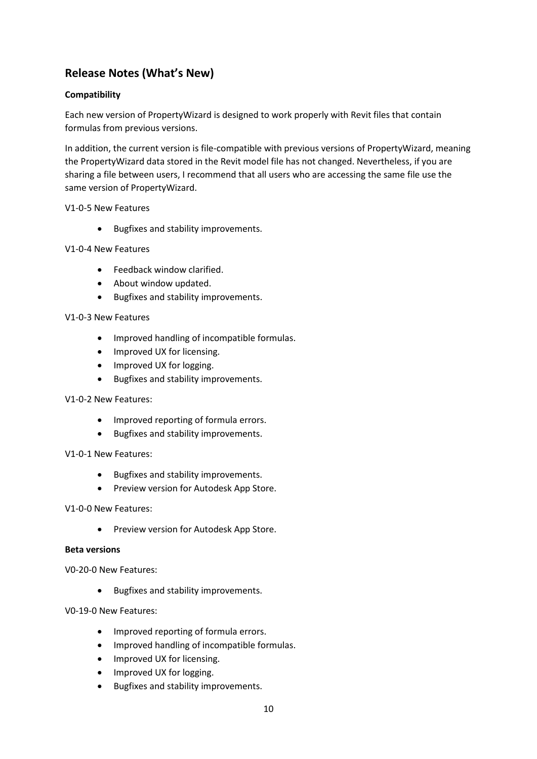## Release Notes (What's New)

**Compatibility**

Each new version of PropertyWizard is designed to work properly with Revit files that contain formulas from previous versions.

In addition, the current version is file-compatible with previous versions of PropertyWizard, meaning the PropertyWizard data stored in the Revit model file has not changed. Nevertheless, if you are sharing a file between users, I recommend that all users who are accessing the same file use the same version of PropertyWizard.

V1-0-5 New Features

- Bugfixes and stability improvements.

V1-0-4 New Features

- Feedback window clarified.
- About window updated.
- Bugfixes and stability improvements.

V1-0-3 New Features

- Improved handling of incompatible formulas.
- Improved UX for licensing.
- Improved UX for logging.
- Bugfixes and stability improvements.

V1-0-2 New Features:

- Improved reporting of formula errors.
- Bugfixes and stability improvements.

V1-0-1 New Features:

- Bugfixes and stability improvements.
- Preview version for Autodesk App Store.

V1-0-0 New Features:

- Preview version for Autodesk App Store.

**Beta versions**

V0-20-0 New Features:

- Bugfixes and stability improvements.

V0-19-0 New Features:

- Improved reporting of formula errors.
- Improved handling of incompatible formulas.
- Improved UX for licensing.
- Improved UX for logging.
- Bugfixes and stability improvements.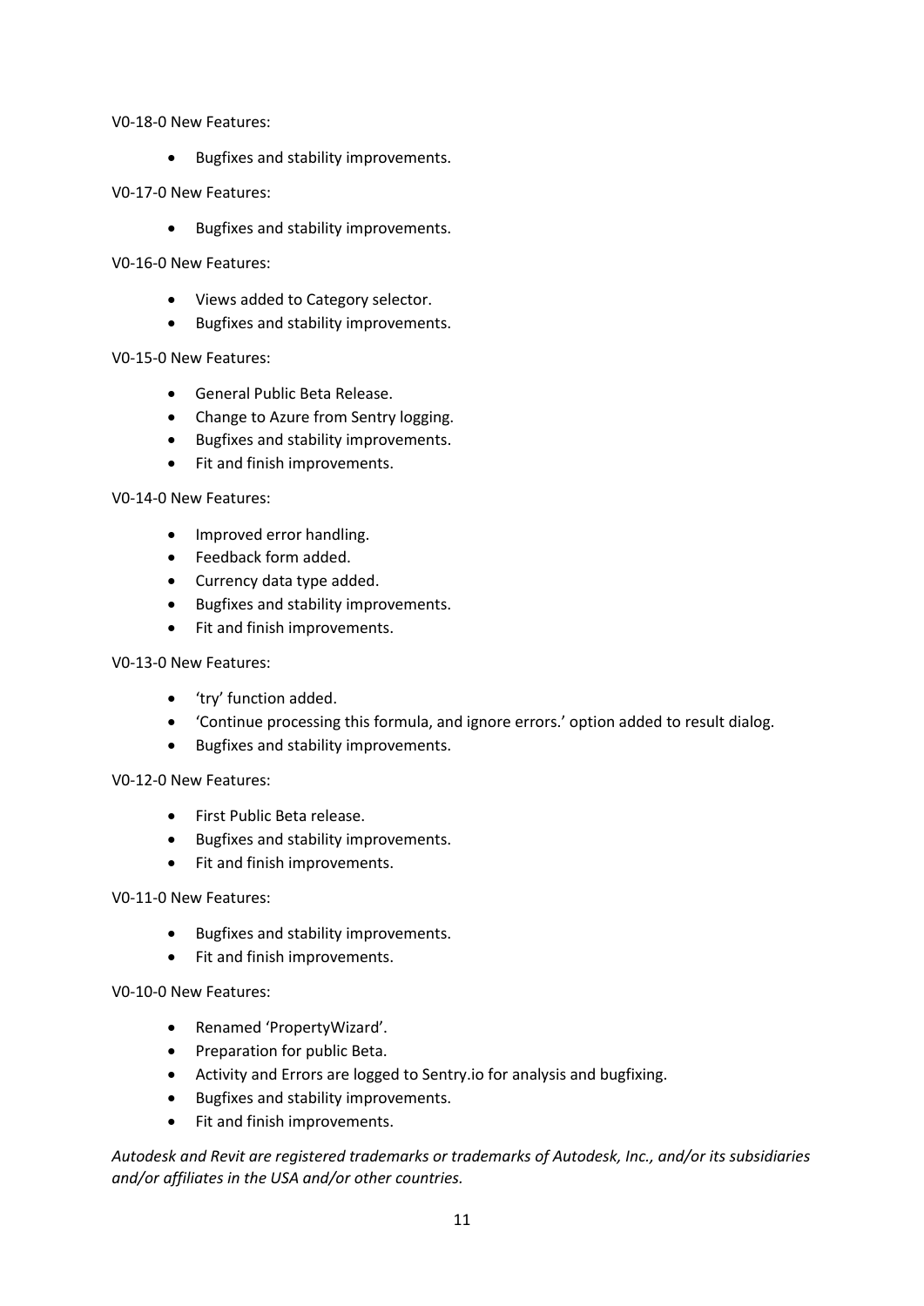V0-18-0 New Features:

- Bugfixes and stability improvements.

V0-17-0 New Features:

- Bugfixes and stability improvements.

V0-16-0 New Features:

- Views added to Category selector.
- Bugfixes and stability improvements.

V0-15-0 New Features:

- General Public Beta Release.
- Change to Azure from Sentry logging.
- Bugfixes and stability improvements.
- Fit and finish improvements.

V0-14-0 New Features:

- Improved error handling.
- Feedback form added.
- Currency data type added.
- Bugfixes and stability improvements.
- Fit and finish improvements.

V0-13-0 New Features:

- 'try' function added.
- 'Continue processing this formula, and ignore errors.' option added to result dialog.
- Bugfixes and stability improvements.

V0-12-0 New Features:

- First Public Beta release.
- Bugfixes and stability improvements.
- Fit and finish improvements.

V0-11-0 New Features:

- Bugfixes and stability improvements.
- Fit and finish improvements.

V0-10-0 New Features:

- Renamed 'PropertyWizard'.
- Preparation for public Beta.
- Activity and Errors are logged to Sentry.io for analysis and bugfixing.
- Bugfixes and stability improvements.
- Fit and finish improvements.

*Autodesk and Revit are registered trademarks or trademarks of Autodesk, Inc., and/or its subsidiaries and/or affiliates in the USA and/or other countries.*